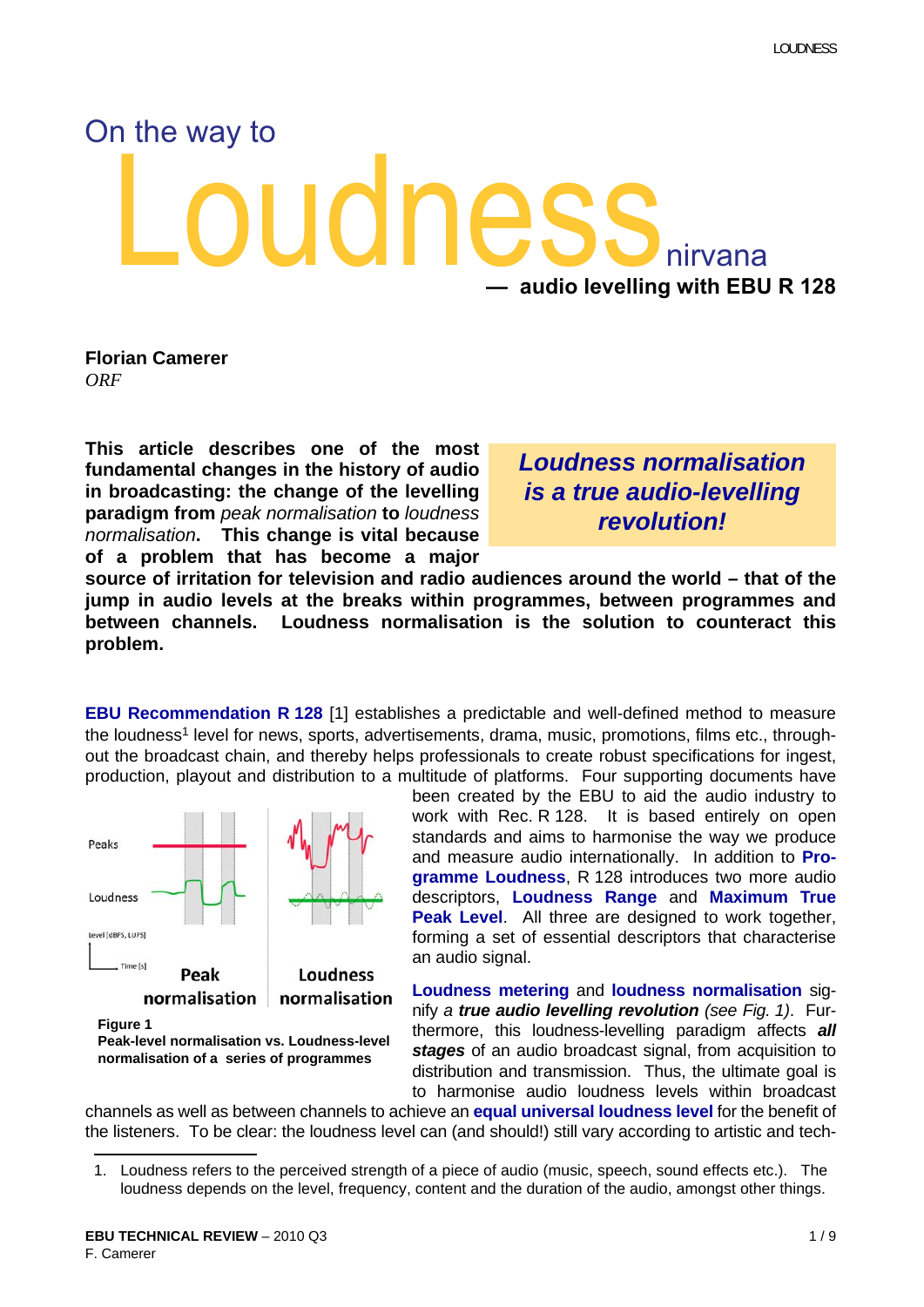# On the way to Loudness nirvana

## — audio levelling with EBU R 128

**Florian Camerer**
*ORF*

**This article describes one of the most fundamental changes in the history of audio in broadcasting: the change of the levelling paradigm from *peak normalisation* to *loudness normalisation*. This change is vital because of a problem that has become a major source of irritation for television and radio audiences around the world – that of the jump in audio levels at the breaks within programmes, between programmes and between channels. Loudness normalisation is the solution to counteract this problem.**

***Loudness normalisation is a true audio-levelling revolution!***

**EBU Recommendation R 128** [1] establishes a predictable and well-defined method to measure the loudness[1] level for news, sports, advertisements, drama, music, promotions, films etc., throughout the broadcast chain, and thereby helps professionals to create robust specifications for ingest, production, playout and distribution to a multitude of platforms. Four supporting documents have been created by the EBU to aid the audio industry to work with Rec. R 128. It is based entirely on open standards and aims to harmonise the way we produce and measure audio internationally. In addition to **Programme Loudness**, R 128 introduces two more audio descriptors, **Loudness Range** and **Maximum True Peak Level**. All three are designed to work together, forming a set of essential descriptors that characterise an audio signal.

Peaks

Loudness

Level [dBFS, LUFS]

Time [s]

Peak normalisation | Loudness normalisation

**Figure 1**
**Peak-level normalisation vs. Loudness-level normalisation of a series of programmes**

**Loudness metering** and **loudness normalisation** signify *a **true audio levelling revolution** (see Fig. 1)*. Furthermore, this loudness-levelling paradigm affects ***all stages*** of an audio broadcast signal, from acquisition to distribution and transmission. Thus, the ultimate goal is to harmonise audio loudness levels within broadcast channels as well as between channels to achieve an **equal universal loudness level** for the benefit of the listeners. To be clear: the loudness level can (and should!) still vary according to artistic and tech-

1. Loudness refers to the perceived strength of a piece of audio (music, speech, sound effects etc.). The loudness depends on the level, frequency, content and the duration of the audio, amongst other things.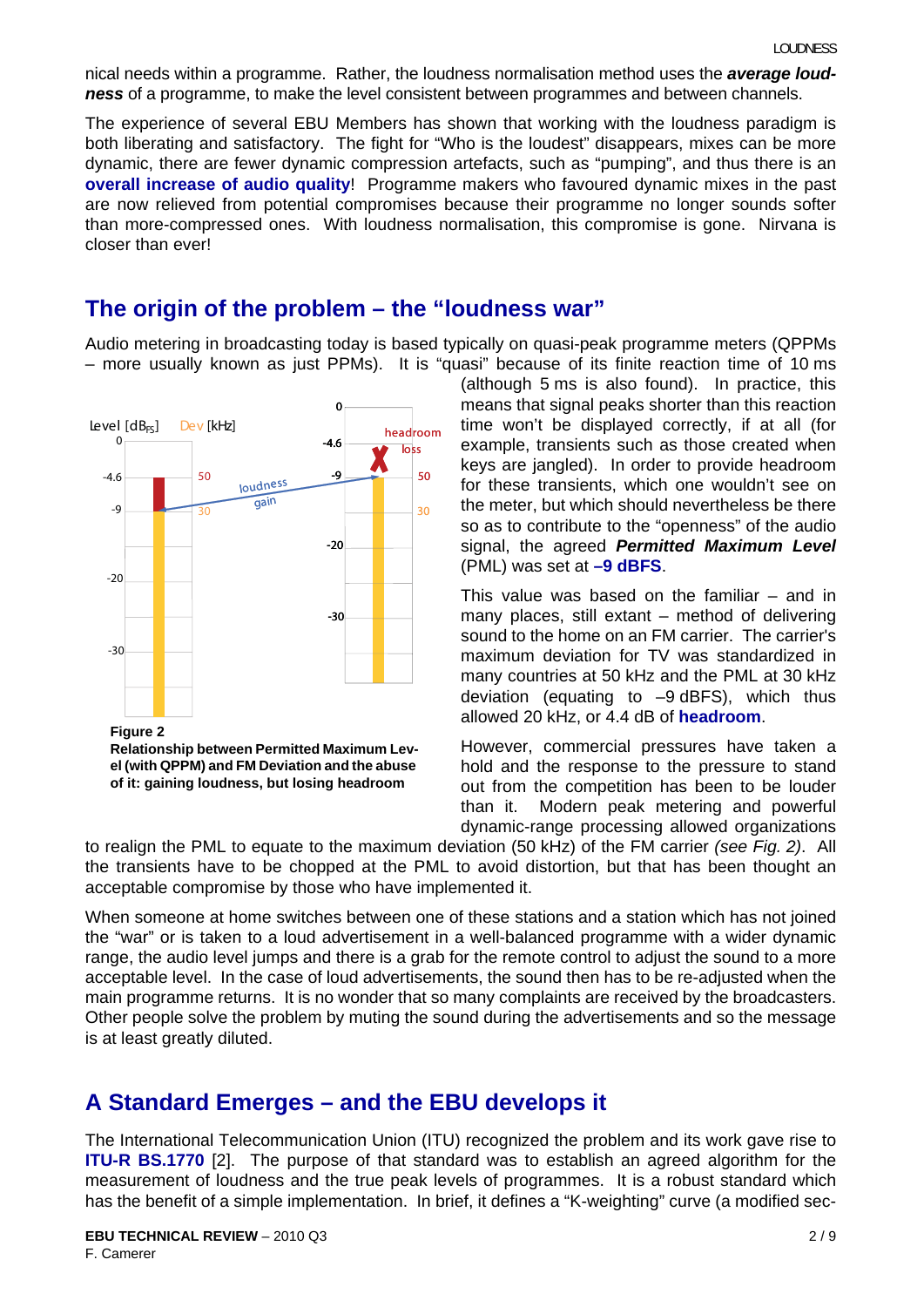nical needs within a programme. Rather, the loudness normalisation method uses the ***average loudness*** of a programme, to make the level consistent between programmes and between channels.

The experience of several EBU Members has shown that working with the loudness paradigm is both liberating and satisfactory. The fight for "Who is the loudest" disappears, mixes can be more dynamic, there are fewer dynamic compression artefacts, such as "pumping", and thus there is an **overall increase of audio quality**! Programme makers who favoured dynamic mixes in the past are now relieved from potential compromises because their programme no longer sounds softer than more-compressed ones. With loudness normalisation, this compromise is gone. Nirvana is closer than ever!

## The origin of the problem – the "loudness war"

Audio metering in broadcasting today is based typically on quasi-peak programme meters (QPPMs – more usually known as just PPMs). It is "quasi" because of its finite reaction time of 10 ms (although 5 ms is also found). In practice, this means that signal peaks shorter than this reaction time won't be displayed correctly, if at all (for example, transients such as those created when keys are jangled). In order to provide headroom for these transients, which one wouldn't see on the meter, but which should nevertheless be there so as to contribute to the "openness" of the audio signal, the agreed ***Permitted Maximum Level*** (PML) was set at **–9 dBFS**.

**Figure 2**
**Relationship between Permitted Maximum Level (with QPPM) and FM Deviation and the abuse of it: gaining loudness, but losing headroom**

This value was based on the familiar – and in many places, still extant – method of delivering sound to the home on an FM carrier. The carrier's maximum deviation for TV was standardized in many countries at 50 kHz and the PML at 30 kHz deviation (equating to –9 dBFS), which thus allowed 20 kHz, or 4.4 dB of **headroom**.

However, commercial pressures have taken a hold and the response to the pressure to stand out from the competition has been to be louder than it. Modern peak metering and powerful dynamic-range processing allowed organizations to realign the PML to equate to the maximum deviation (50 kHz) of the FM carrier *(see Fig. 2)*. All the transients have to be chopped at the PML to avoid distortion, but that has been thought an acceptable compromise by those who have implemented it.

When someone at home switches between one of these stations and a station which has not joined the "war" or is taken to a loud advertisement in a well-balanced programme with a wider dynamic range, the audio level jumps and there is a grab for the remote control to adjust the sound to a more acceptable level. In the case of loud advertisements, the sound then has to be re-adjusted when the main programme returns. It is no wonder that so many complaints are received by the broadcasters. Other people solve the problem by muting the sound during the advertisements and so the message is at least greatly diluted.

## A Standard Emerges – and the EBU develops it

The International Telecommunication Union (ITU) recognized the problem and its work gave rise to **ITU-R BS.1770** [2]. The purpose of that standard was to establish an agreed algorithm for the measurement of loudness and the true peak levels of programmes. It is a robust standard which has the benefit of a simple implementation. In brief, it defines a "K-weighting" curve (a modified sec-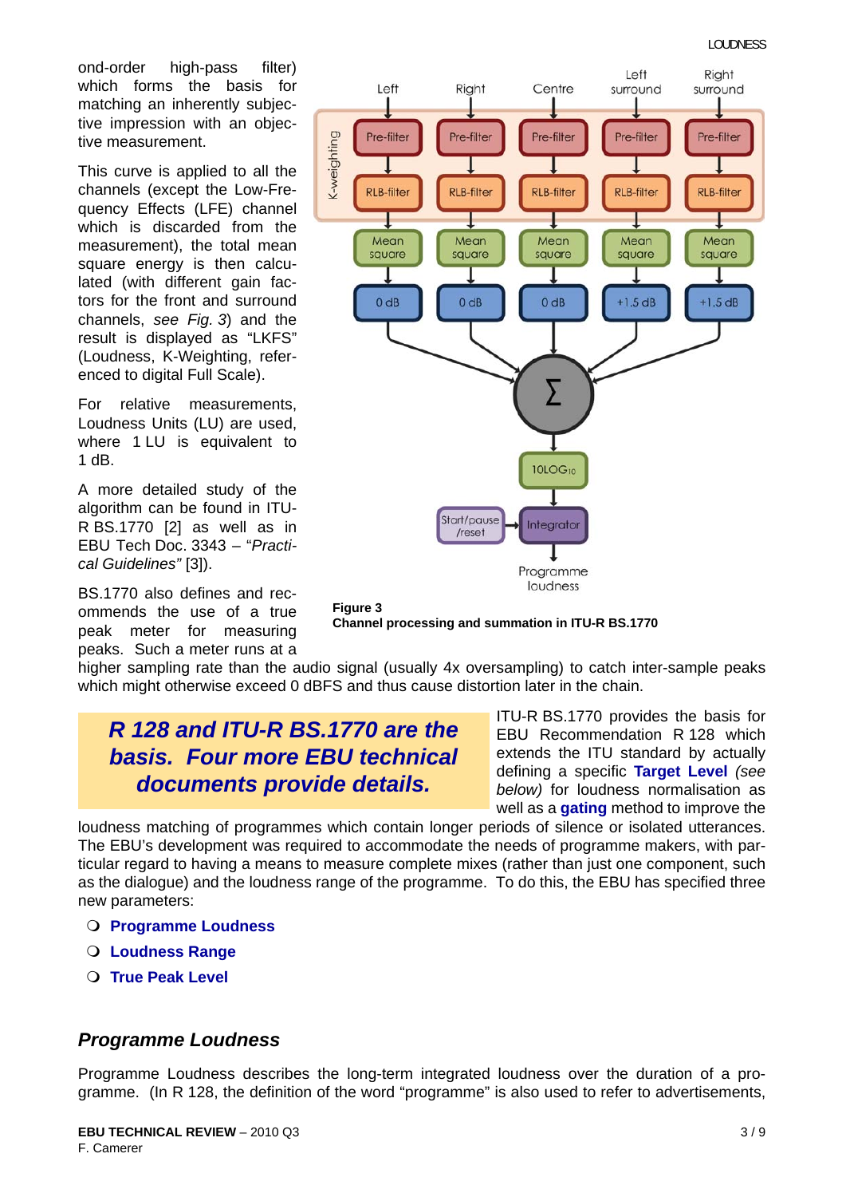ond-order high-pass filter) which forms the basis for matching an inherently subjective impression with an objective measurement.

This curve is applied to all the channels (except the Low-Frequency Effects (LFE) channel which is discarded from the measurement), the total mean square energy is then calculated (with different gain factors for the front and surround channels, *see Fig. 3*) and the result is displayed as "LKFS" (Loudness, K-Weighting, referenced to digital Full Scale).

For relative measurements, Loudness Units (LU) are used, where 1 LU is equivalent to 1 dB.

A more detailed study of the algorithm can be found in ITU-R BS.1770 [2] as well as in EBU Tech Doc. 3343 – "*Practical Guidelines"* [3]).

BS.1770 also defines and recommends the use of a true peak meter for measuring peaks. Such a meter runs at a higher sampling rate than the audio signal (usually 4x oversampling) to catch inter-sample peaks which might otherwise exceed 0 dBFS and thus cause distortion later in the chain.

Left | Right | Centre | Left surround | Right surround

K-weighting: Pre-filter → RLB-filter

Mean square → 0 dB | 0 dB | 0 dB | +1.5 dB | +1.5 dB

Σ → 10LOG10 → Integrator (Start/pause /reset) → Programme loudness

**Figure 3**
**Channel processing and summation in ITU-R BS.1770**

***R 128 and ITU-R BS.1770 are the basis. Four more EBU technical documents provide details.***

ITU-R BS.1770 provides the basis for EBU Recommendation R 128 which extends the ITU standard by actually defining a specific **Target Level** *(see below)* for loudness normalisation as well as a **gating** method to improve the loudness matching of programmes which contain longer periods of silence or isolated utterances. The EBU's development was required to accommodate the needs of programme makers, with particular regard to having a means to measure complete mixes (rather than just one component, such as the dialogue) and the loudness range of the programme. To do this, the EBU has specified three new parameters:

- **Programme Loudness**
- **Loudness Range**
- **True Peak Level**

## *Programme Loudness*

Programme Loudness describes the long-term integrated loudness over the duration of a programme. (In R 128, the definition of the word "programme" is also used to refer to advertisements,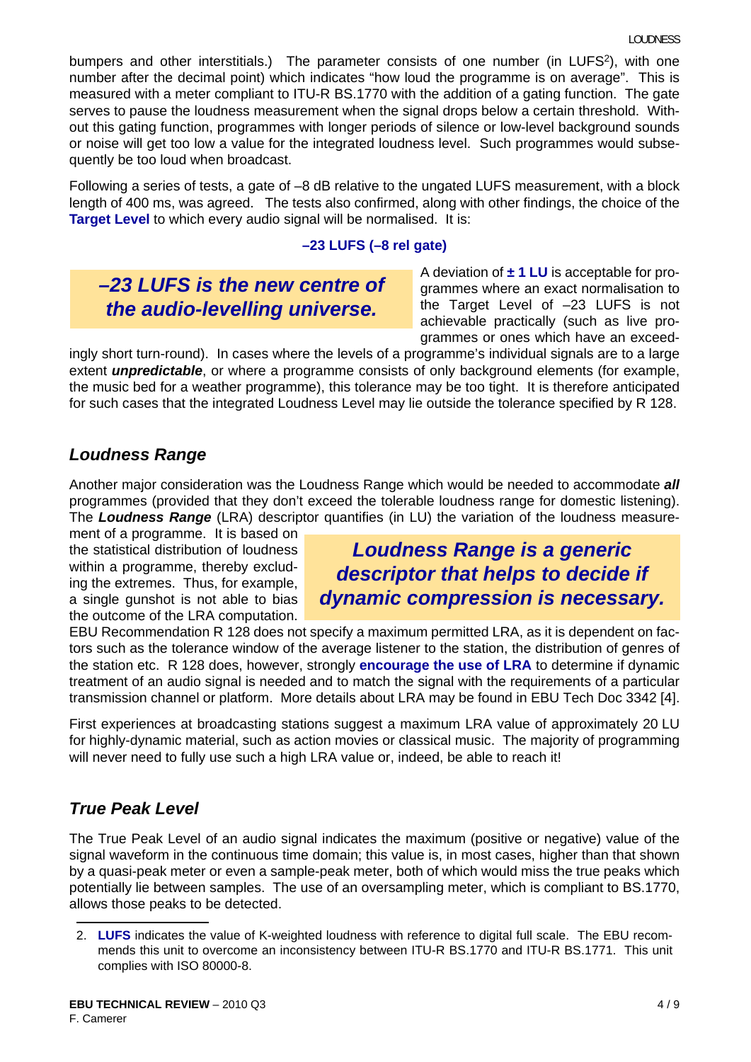bumpers and other interstitials.) The parameter consists of one number (in LUFS[2]), with one number after the decimal point) which indicates "how loud the programme is on average". This is measured with a meter compliant to ITU-R BS.1770 with the addition of a gating function. The gate serves to pause the loudness measurement when the signal drops below a certain threshold. Without this gating function, programmes with longer periods of silence or low-level background sounds or noise will get too low a value for the integrated loudness level. Such programmes would subsequently be too loud when broadcast.

Following a series of tests, a gate of –8 dB relative to the ungated LUFS measurement, with a block length of 400 ms, was agreed. The tests also confirmed, along with other findings, the choice of the **Target Level** to which every audio signal will be normalised. It is:

**–23 LUFS (–8 rel gate)**

> ***–23 LUFS is the new centre of the audio-levelling universe.***

A deviation of **± 1 LU** is acceptable for programmes where an exact normalisation to the Target Level of –23 LUFS is not achievable practically (such as live programmes or ones which have an exceedingly short turn-round). In cases where the levels of a programme's individual signals are to a large extent ***unpredictable***, or where a programme consists of only background elements (for example, the music bed for a weather programme), this tolerance may be too tight. It is therefore anticipated for such cases that the integrated Loudness Level may lie outside the tolerance specified by R 128.

## Loudness Range

Another major consideration was the Loudness Range which would be needed to accommodate ***all*** programmes (provided that they don't exceed the tolerable loudness range for domestic listening). The ***Loudness Range*** (LRA) descriptor quantifies (in LU) the variation of the loudness measurement of a programme. It is based on the statistical distribution of loudness within a programme, thereby excluding the extremes. Thus, for example, a single gunshot is not able to bias the outcome of the LRA computation.

> ***Loudness Range is a generic descriptor that helps to decide if dynamic compression is necessary.***

EBU Recommendation R 128 does not specify a maximum permitted LRA, as it is dependent on factors such as the tolerance window of the average listener to the station, the distribution of genres of the station etc. R 128 does, however, strongly **encourage the use of LRA** to determine if dynamic treatment of an audio signal is needed and to match the signal with the requirements of a particular transmission channel or platform. More details about LRA may be found in EBU Tech Doc 3342 [4].

First experiences at broadcasting stations suggest a maximum LRA value of approximately 20 LU for highly-dynamic material, such as action movies or classical music. The majority of programming will never need to fully use such a high LRA value or, indeed, be able to reach it!

## True Peak Level

The True Peak Level of an audio signal indicates the maximum (positive or negative) value of the signal waveform in the continuous time domain; this value is, in most cases, higher than that shown by a quasi-peak meter or even a sample-peak meter, both of which would miss the true peaks which potentially lie between samples. The use of an oversampling meter, which is compliant to BS.1770, allows those peaks to be detected.

---

2. **LUFS** indicates the value of K-weighted loudness with reference to digital full scale. The EBU recommends this unit to overcome an inconsistency between ITU-R BS.1770 and ITU-R BS.1771. This unit complies with ISO 80000-8.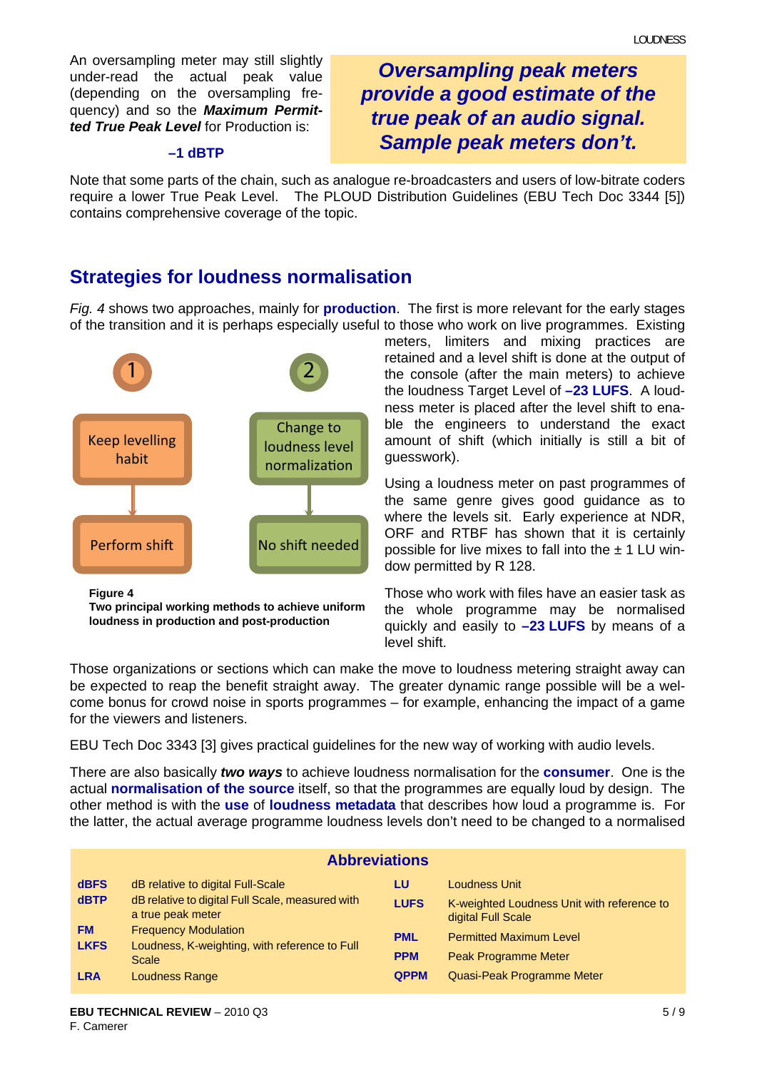An oversampling meter may still slightly under-read the actual peak value (depending on the oversampling frequency) and so the ***Maximum Permitted True Peak Level*** for Production is:

**–1 dBTP**

> ***Oversampling peak meters provide a good estimate of the true peak of an audio signal. Sample peak meters don't.***

Note that some parts of the chain, such as analogue re-broadcasters and users of low-bitrate coders require a lower True Peak Level. The PLOUD Distribution Guidelines (EBU Tech Doc 3344 [5]) contains comprehensive coverage of the topic.

## Strategies for loudness normalisation

*Fig. 4* shows two approaches, mainly for **production**. The first is more relevant for the early stages of the transition and it is perhaps especially useful to those who work on live programmes. Existing meters, limiters and mixing practices are retained and a level shift is done at the output of the console (after the main meters) to achieve the loudness Target Level of **–23 LUFS**. A loudness meter is placed after the level shift to enable the engineers to understand the exact amount of shift (which initially is still a bit of guesswork).

1. Keep levelling habit → Perform shift
2. Change to loudness level normalization → No shift needed

**Figure 4**
**Two principal working methods to achieve uniform loudness in production and post-production**

Using a loudness meter on past programmes of the same genre gives good guidance as to where the levels sit. Early experience at NDR, ORF and RTBF has shown that it is certainly possible for live mixes to fall into the ± 1 LU window permitted by R 128.

Those who work with files have an easier task as the whole programme may be normalised quickly and easily to **–23 LUFS** by means of a level shift.

Those organizations or sections which can make the move to loudness metering straight away can be expected to reap the benefit straight away. The greater dynamic range possible will be a welcome bonus for crowd noise in sports programmes – for example, enhancing the impact of a game for the viewers and listeners.

EBU Tech Doc 3343 [3] gives practical guidelines for the new way of working with audio levels.

There are also basically ***two ways*** to achieve loudness normalisation for the **consumer**. One is the actual **normalisation of the source** itself, so that the programmes are equally loud by design. The other method is with the **use** of **loudness metadata** that describes how loud a programme is. For the latter, the actual average programme loudness levels don't need to be changed to a normalised

### Abbreviations

| | | | |
|---|---|---|---|
| **dBFS** | dB relative to digital Full-Scale | **LU** | Loudness Unit |
| **dBTP** | dB relative to digital Full Scale, measured with a true peak meter | **LUFS** | K-weighted Loudness Unit with reference to digital Full Scale |
| **FM** | Frequency Modulation | **PML** | Permitted Maximum Level |
| **LKFS** | Loudness, K-weighting, with reference to Full Scale | **PPM** | Peak Programme Meter |
| **LRA** | Loudness Range | **QPPM** | Quasi-Peak Programme Meter |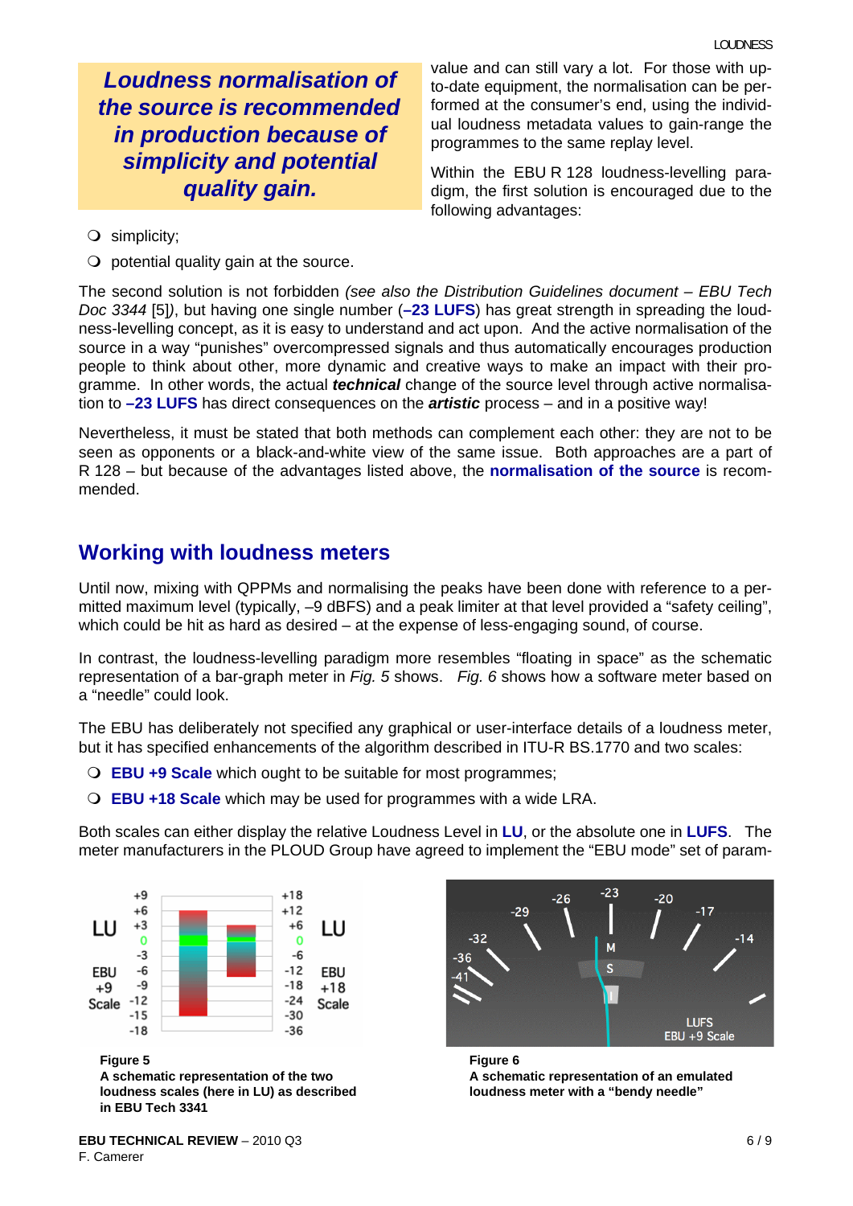**Loudness normalisation of the source is recommended in production because of simplicity and potential quality gain.**

value and can still vary a lot. For those with up-to-date equipment, the normalisation can be performed at the consumer's end, using the individual loudness metadata values to gain-range the programmes to the same replay level.

Within the EBU R 128 loudness-levelling paradigm, the first solution is encouraged due to the following advantages:

- simplicity;
- potential quality gain at the source.

The second solution is not forbidden *(see also the Distribution Guidelines document – EBU Tech Doc 3344* [5]*)*, but having one single number (**–23 LUFS**) has great strength in spreading the loudness-levelling concept, as it is easy to understand and act upon. And the active normalisation of the source in a way "punishes" overcompressed signals and thus automatically encourages production people to think about other, more dynamic and creative ways to make an impact with their programme. In other words, the actual ***technical*** change of the source level through active normalisation to **–23 LUFS** has direct consequences on the ***artistic*** process – and in a positive way!

Nevertheless, it must be stated that both methods can complement each other: they are not to be seen as opponents or a black-and-white view of the same issue. Both approaches are a part of R 128 – but because of the advantages listed above, the **normalisation of the source** is recommended.

## Working with loudness meters

Until now, mixing with QPPMs and normalising the peaks have been done with reference to a permitted maximum level (typically, –9 dBFS) and a peak limiter at that level provided a "safety ceiling", which could be hit as hard as desired – at the expense of less-engaging sound, of course.

In contrast, the loudness-levelling paradigm more resembles "floating in space" as the schematic representation of a bar-graph meter in *Fig. 5* shows. *Fig. 6* shows how a software meter based on a "needle" could look.

The EBU has deliberately not specified any graphical or user-interface details of a loudness meter, but it has specified enhancements of the algorithm described in ITU-R BS.1770 and two scales:

- **EBU +9 Scale** which ought to be suitable for most programmes;
- **EBU +18 Scale** which may be used for programmes with a wide LRA.

Both scales can either display the relative Loudness Level in **LU**, or the absolute one in **LUFS**. The meter manufacturers in the PLOUD Group have agreed to implement the "EBU mode" set of param-

**Figure 5**
**A schematic representation of the two loudness scales (here in LU) as described in EBU Tech 3341**

**Figure 6**
**A schematic representation of an emulated loudness meter with a "bendy needle"**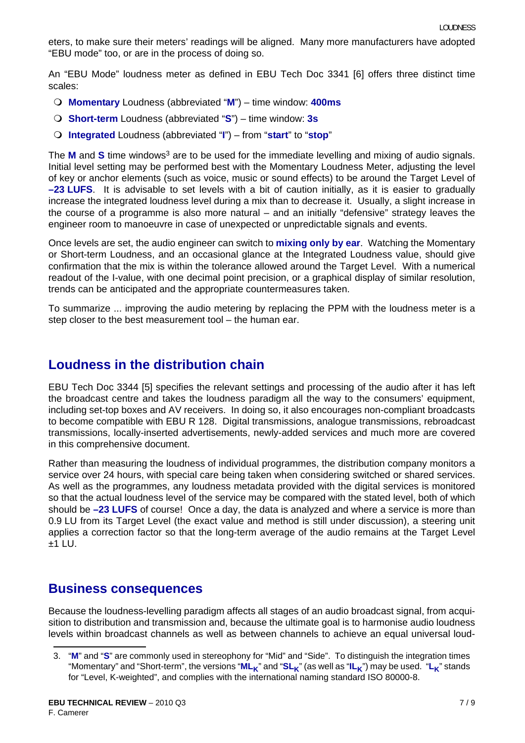eters, to make sure their meters' readings will be aligned. Many more manufacturers have adopted "EBU mode" too, or are in the process of doing so.

An "EBU Mode" loudness meter as defined in EBU Tech Doc 3341 [6] offers three distinct time scales:

- **Momentary** Loudness (abbreviated "**M**") – time window: **400ms**
- **Short-term** Loudness (abbreviated "**S**") – time window: **3s**
- **Integrated** Loudness (abbreviated "**I**") – from "**start**" to "**stop**"

The **M** and **S** time windows[3] are to be used for the immediate levelling and mixing of audio signals. Initial level setting may be performed best with the Momentary Loudness Meter, adjusting the level of key or anchor elements (such as voice, music or sound effects) to be around the Target Level of **–23 LUFS**. It is advisable to set levels with a bit of caution initially, as it is easier to gradually increase the integrated loudness level during a mix than to decrease it. Usually, a slight increase in the course of a programme is also more natural – and an initially "defensive" strategy leaves the engineer room to manoeuvre in case of unexpected or unpredictable signals and events.

Once levels are set, the audio engineer can switch to **mixing only by ear**. Watching the Momentary or Short-term Loudness, and an occasional glance at the Integrated Loudness value, should give confirmation that the mix is within the tolerance allowed around the Target Level. With a numerical readout of the I-value, with one decimal point precision, or a graphical display of similar resolution, trends can be anticipated and the appropriate countermeasures taken.

To summarize ... improving the audio metering by replacing the PPM with the loudness meter is a step closer to the best measurement tool – the human ear.

## Loudness in the distribution chain

EBU Tech Doc 3344 [5] specifies the relevant settings and processing of the audio after it has left the broadcast centre and takes the loudness paradigm all the way to the consumers' equipment, including set-top boxes and AV receivers. In doing so, it also encourages non-compliant broadcasts to become compatible with EBU R 128. Digital transmissions, analogue transmissions, rebroadcast transmissions, locally-inserted advertisements, newly-added services and much more are covered in this comprehensive document.

Rather than measuring the loudness of individual programmes, the distribution company monitors a service over 24 hours, with special care being taken when considering switched or shared services. As well as the programmes, any loudness metadata provided with the digital services is monitored so that the actual loudness level of the service may be compared with the stated level, both of which should be **–23 LUFS** of course! Once a day, the data is analyzed and where a service is more than 0.9 LU from its Target Level (the exact value and method is still under discussion), a steering unit applies a correction factor so that the long-term average of the audio remains at the Target Level ±1 LU.

## Business consequences

Because the loudness-levelling paradigm affects all stages of an audio broadcast signal, from acquisition to distribution and transmission and, because the ultimate goal is to harmonise audio loudness levels within broadcast channels as well as between channels to achieve an equal universal loud-

---

3. "**M**" and "**S**" are commonly used in stereophony for "Mid" and "Side". To distinguish the integration times "Momentary" and "Short-term", the versions "$ML_K$" and "$SL_K$" (as well as "$IL_K$") may be used. "$L_K$" stands for "Level, K-weighted", and complies with the international naming standard ISO 80000-8.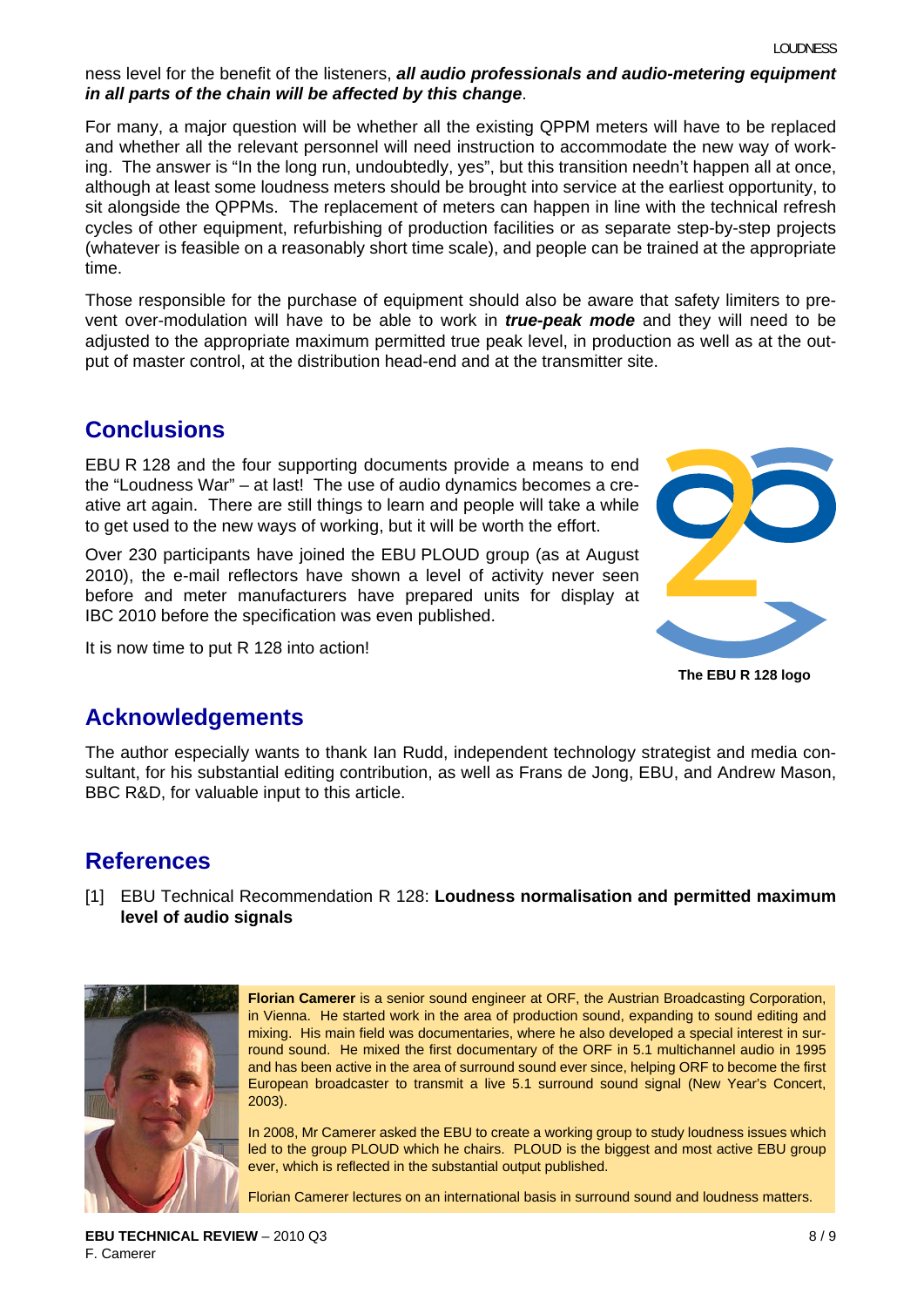ness level for the benefit of the listeners, ***all audio professionals and audio-metering equipment in all parts of the chain will be affected by this change***.

For many, a major question will be whether all the existing QPPM meters will have to be replaced and whether all the relevant personnel will need instruction to accommodate the new way of working. The answer is "In the long run, undoubtedly, yes", but this transition needn't happen all at once, although at least some loudness meters should be brought into service at the earliest opportunity, to sit alongside the QPPMs. The replacement of meters can happen in line with the technical refresh cycles of other equipment, refurbishing of production facilities or as separate step-by-step projects (whatever is feasible on a reasonably short time scale), and people can be trained at the appropriate time.

Those responsible for the purchase of equipment should also be aware that safety limiters to prevent over-modulation will have to be able to work in ***true-peak mode*** and they will need to be adjusted to the appropriate maximum permitted true peak level, in production as well as at the output of master control, at the distribution head-end and at the transmitter site.

## Conclusions

EBU R 128 and the four supporting documents provide a means to end the "Loudness War" – at last! The use of audio dynamics becomes a creative art again. There are still things to learn and people will take a while to get used to the new ways of working, but it will be worth the effort.

Over 230 participants have joined the EBU PLOUD group (as at August 2010), the e-mail reflectors have shown a level of activity never seen before and meter manufacturers have prepared units for display at IBC 2010 before the specification was even published.

It is now time to put R 128 into action!

**The EBU R 128 logo**

## Acknowledgements

The author especially wants to thank Ian Rudd, independent technology strategist and media consultant, for his substantial editing contribution, as well as Frans de Jong, EBU, and Andrew Mason, BBC R&D, for valuable input to this article.

## References

[1] EBU Technical Recommendation R 128: **Loudness normalisation and permitted maximum level of audio signals**

**Florian Camerer** is a senior sound engineer at ORF, the Austrian Broadcasting Corporation, in Vienna. He started work in the area of production sound, expanding to sound editing and mixing. His main field was documentaries, where he also developed a special interest in surround sound. He mixed the first documentary of the ORF in 5.1 multichannel audio in 1995 and has been active in the area of surround sound ever since, helping ORF to become the first European broadcaster to transmit a live 5.1 surround sound signal (New Year's Concert, 2003).

In 2008, Mr Camerer asked the EBU to create a working group to study loudness issues which led to the group PLOUD which he chairs. PLOUD is the biggest and most active EBU group ever, which is reflected in the substantial output published.

Florian Camerer lectures on an international basis in surround sound and loudness matters.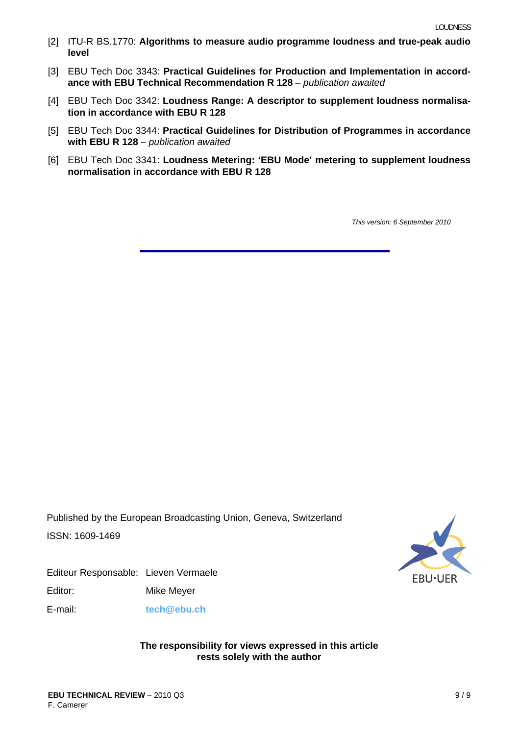[2] ITU-R BS.1770: **Algorithms to measure audio programme loudness and true-peak audio level**

[3] EBU Tech Doc 3343: **Practical Guidelines for Production and Implementation in accordance with EBU Technical Recommendation R 128** – *publication awaited*

[4] EBU Tech Doc 3342: **Loudness Range: A descriptor to supplement loudness normalisation in accordance with EBU R 128**

[5] EBU Tech Doc 3344: **Practical Guidelines for Distribution of Programmes in accordance with EBU R 128** – *publication awaited*

[6] EBU Tech Doc 3341: **Loudness Metering: 'EBU Mode' metering to supplement loudness normalisation in accordance with EBU R 128**

*This version: 6 September 2010*

---

Published by the European Broadcasting Union, Geneva, Switzerland

ISSN: 1609-1469

Editeur Responsable: Lieven Vermaele

Editor: Mike Meyer

E-mail: **tech@ebu.ch**

**The responsibility for views expressed in this article rests solely with the author**